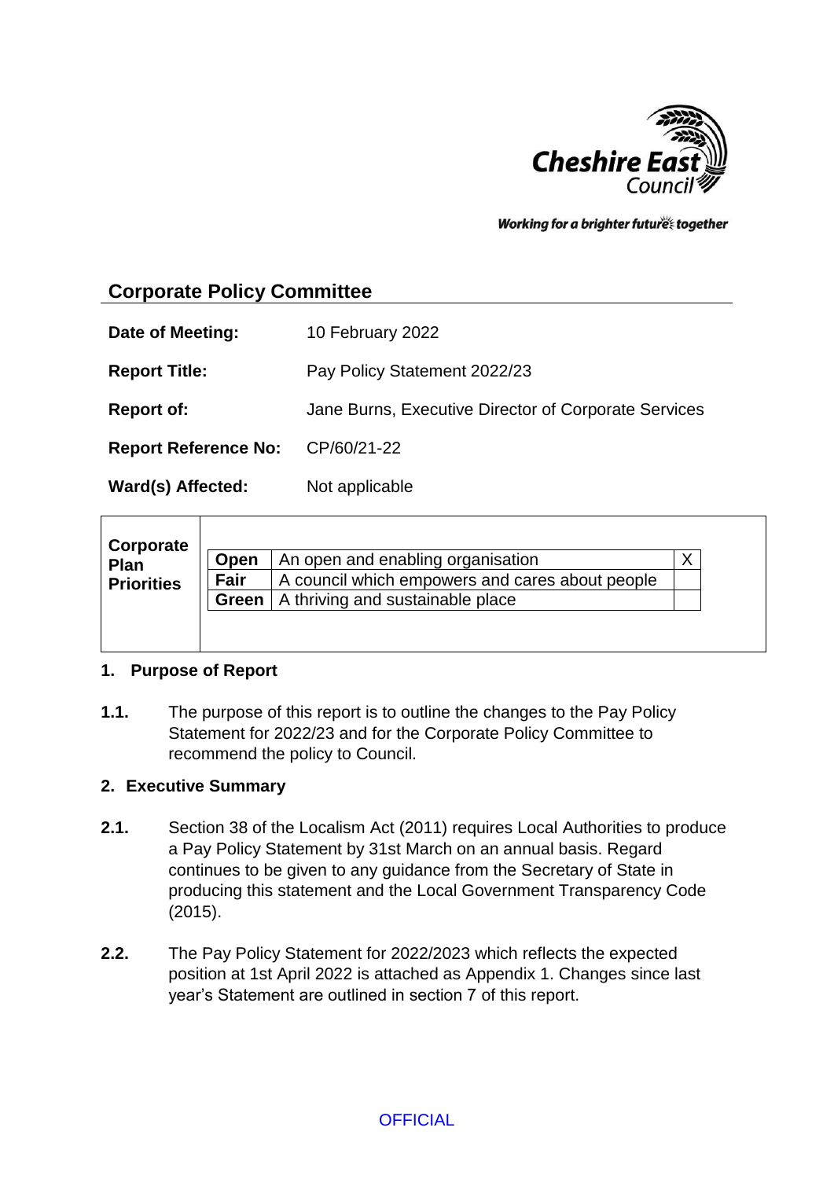## Corporate Policy Committee

**Date of Meeting:** 10 February 2022

**Report Title:** Pay Policy Statement 2022/23

**Report of:** Jane Burns, Executive Director of Corporate Services

**Report Reference No:** CP/60/21-22

**Ward(s) Affected:** Not applicable

| Corporate Plan Priorities | | | |
|---|---|---|---|
| | **Open** | An open and enabling organisation | X |
| | **Fair** | A council which empowers and cares about people | |
| | **Green** | A thriving and sustainable place | |

### 1. Purpose of Report

**1.1.** The purpose of this report is to outline the changes to the Pay Policy Statement for 2022/23 and for the Corporate Policy Committee to recommend the policy to Council.

### 2. Executive Summary

**2.1.** Section 38 of the Localism Act (2011) requires Local Authorities to produce a Pay Policy Statement by 31st March on an annual basis. Regard continues to be given to any guidance from the Secretary of State in producing this statement and the Local Government Transparency Code (2015).

**2.2.** The Pay Policy Statement for 2022/2023 which reflects the expected position at 1st April 2022 is attached as Appendix 1. Changes since last year's Statement are outlined in section 7 of this report.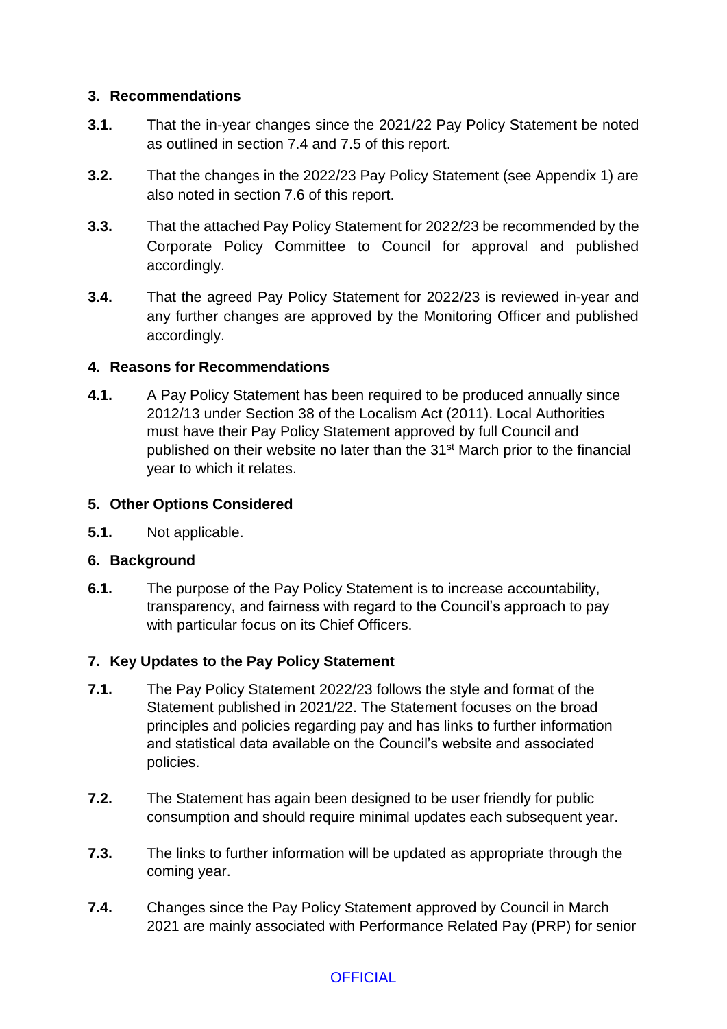## 3. Recommendations

**3.1.** That the in-year changes since the 2021/22 Pay Policy Statement be noted as outlined in section 7.4 and 7.5 of this report.

**3.2.** That the changes in the 2022/23 Pay Policy Statement (see Appendix 1) are also noted in section 7.6 of this report.

**3.3.** That the attached Pay Policy Statement for 2022/23 be recommended by the Corporate Policy Committee to Council for approval and published accordingly.

**3.4.** That the agreed Pay Policy Statement for 2022/23 is reviewed in-year and any further changes are approved by the Monitoring Officer and published accordingly.

## 4. Reasons for Recommendations

**4.1.** A Pay Policy Statement has been required to be produced annually since 2012/13 under Section 38 of the Localism Act (2011). Local Authorities must have their Pay Policy Statement approved by full Council and published on their website no later than the 31st March prior to the financial year to which it relates.

## 5. Other Options Considered

**5.1.** Not applicable.

## 6. Background

**6.1.** The purpose of the Pay Policy Statement is to increase accountability, transparency, and fairness with regard to the Council's approach to pay with particular focus on its Chief Officers.

## 7. Key Updates to the Pay Policy Statement

**7.1.** The Pay Policy Statement 2022/23 follows the style and format of the Statement published in 2021/22. The Statement focuses on the broad principles and policies regarding pay and has links to further information and statistical data available on the Council's website and associated policies.

**7.2.** The Statement has again been designed to be user friendly for public consumption and should require minimal updates each subsequent year.

**7.3.** The links to further information will be updated as appropriate through the coming year.

**7.4.** Changes since the Pay Policy Statement approved by Council in March 2021 are mainly associated with Performance Related Pay (PRP) for senior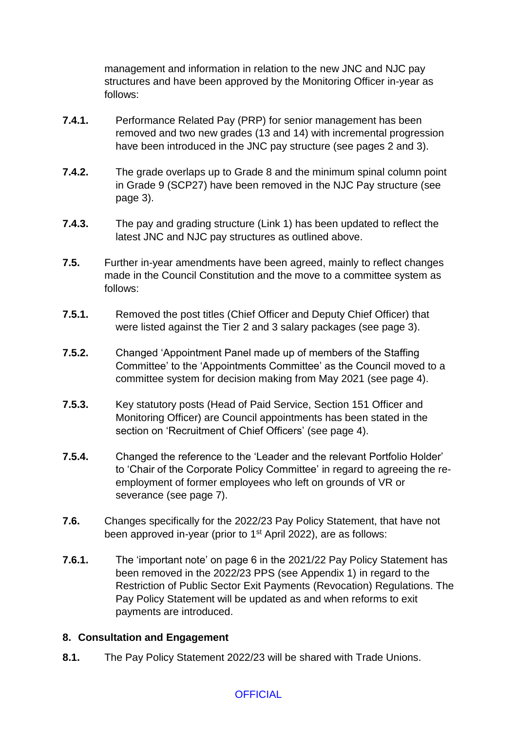management and information in relation to the new JNC and NJC pay structures and have been approved by the Monitoring Officer in-year as follows:

**7.4.1.** Performance Related Pay (PRP) for senior management has been removed and two new grades (13 and 14) with incremental progression have been introduced in the JNC pay structure (see pages 2 and 3).

**7.4.2.** The grade overlaps up to Grade 8 and the minimum spinal column point in Grade 9 (SCP27) have been removed in the NJC Pay structure (see page 3).

**7.4.3.** The pay and grading structure (Link 1) has been updated to reflect the latest JNC and NJC pay structures as outlined above.

**7.5.** Further in-year amendments have been agreed, mainly to reflect changes made in the Council Constitution and the move to a committee system as follows:

**7.5.1.** Removed the post titles (Chief Officer and Deputy Chief Officer) that were listed against the Tier 2 and 3 salary packages (see page 3).

**7.5.2.** Changed 'Appointment Panel made up of members of the Staffing Committee' to the 'Appointments Committee' as the Council moved to a committee system for decision making from May 2021 (see page 4).

**7.5.3.** Key statutory posts (Head of Paid Service, Section 151 Officer and Monitoring Officer) are Council appointments has been stated in the section on 'Recruitment of Chief Officers' (see page 4).

**7.5.4.** Changed the reference to the 'Leader and the relevant Portfolio Holder' to 'Chair of the Corporate Policy Committee' in regard to agreeing the re-employment of former employees who left on grounds of VR or severance (see page 7).

**7.6.** Changes specifically for the 2022/23 Pay Policy Statement, that have not been approved in-year (prior to 1st April 2022), are as follows:

**7.6.1.** The 'important note' on page 6 in the 2021/22 Pay Policy Statement has been removed in the 2022/23 PPS (see Appendix 1) in regard to the Restriction of Public Sector Exit Payments (Revocation) Regulations. The Pay Policy Statement will be updated as and when reforms to exit payments are introduced.

## 8. Consultation and Engagement

**8.1.** The Pay Policy Statement 2022/23 will be shared with Trade Unions.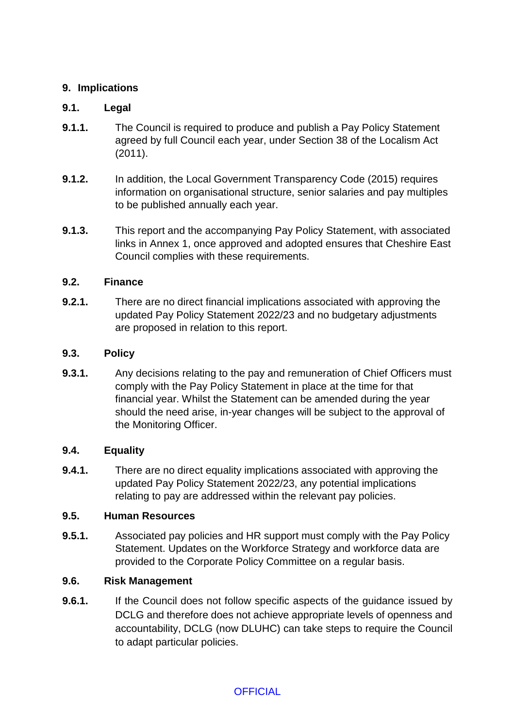## 9. Implications

### 9.1. Legal

**9.1.1.** The Council is required to produce and publish a Pay Policy Statement agreed by full Council each year, under Section 38 of the Localism Act (2011).

**9.1.2.** In addition, the Local Government Transparency Code (2015) requires information on organisational structure, senior salaries and pay multiples to be published annually each year.

**9.1.3.** This report and the accompanying Pay Policy Statement, with associated links in Annex 1, once approved and adopted ensures that Cheshire East Council complies with these requirements.

### 9.2. Finance

**9.2.1.** There are no direct financial implications associated with approving the updated Pay Policy Statement 2022/23 and no budgetary adjustments are proposed in relation to this report.

### 9.3. Policy

**9.3.1.** Any decisions relating to the pay and remuneration of Chief Officers must comply with the Pay Policy Statement in place at the time for that financial year. Whilst the Statement can be amended during the year should the need arise, in-year changes will be subject to the approval of the Monitoring Officer.

### 9.4. Equality

**9.4.1.** There are no direct equality implications associated with approving the updated Pay Policy Statement 2022/23, any potential implications relating to pay are addressed within the relevant pay policies.

### 9.5. Human Resources

**9.5.1.** Associated pay policies and HR support must comply with the Pay Policy Statement. Updates on the Workforce Strategy and workforce data are provided to the Corporate Policy Committee on a regular basis.

### 9.6. Risk Management

**9.6.1.** If the Council does not follow specific aspects of the guidance issued by DCLG and therefore does not achieve appropriate levels of openness and accountability, DCLG (now DLUHC) can take steps to require the Council to adapt particular policies.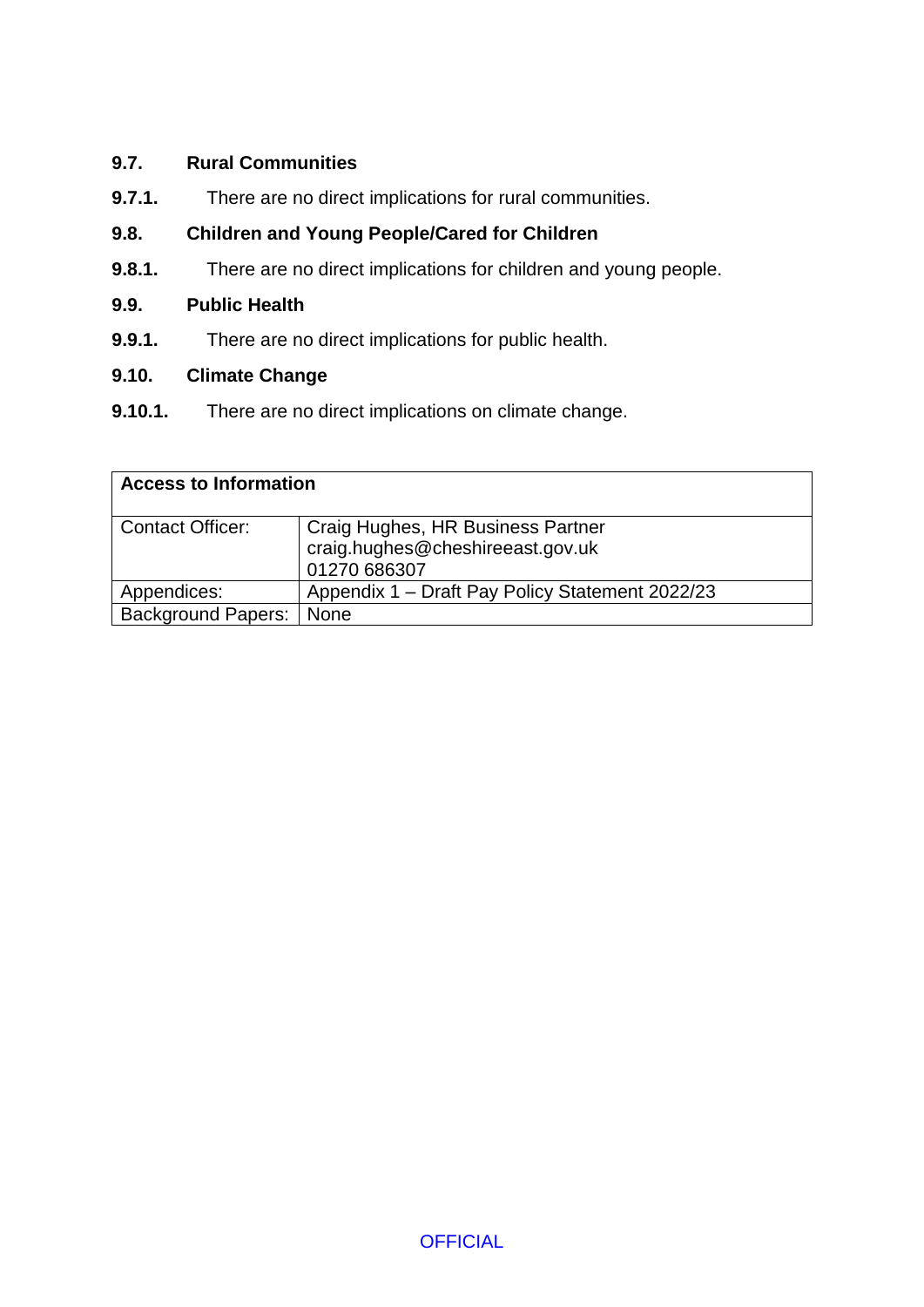### 9.7. Rural Communities

**9.7.1.** There are no direct implications for rural communities.

### 9.8. Children and Young People/Cared for Children

**9.8.1.** There are no direct implications for children and young people.

### 9.9. Public Health

**9.9.1.** There are no direct implications for public health.

### 9.10. Climate Change

**9.10.1.** There are no direct implications on climate change.

| **Access to Information** | |
|---|---|
| Contact Officer: | Craig Hughes, HR Business Partner<br>craig.hughes@cheshireeast.gov.uk<br>01270 686307 |
| Appendices: | Appendix 1 – Draft Pay Policy Statement 2022/23 |
| Background Papers: | None |

OFFICIAL